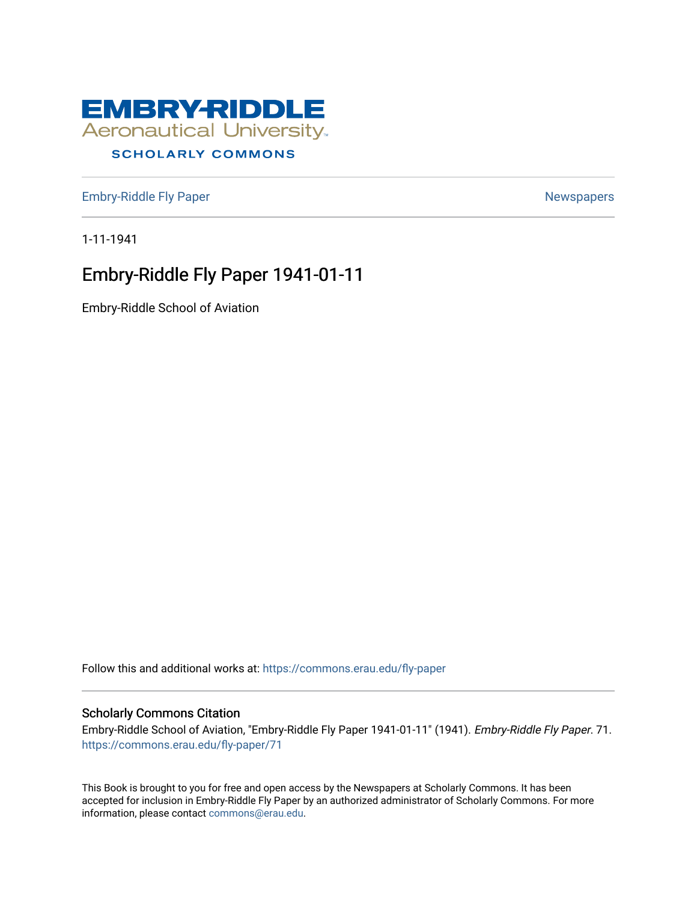EMBRY-RIDDLE
Aeronautical University
SCHOLARLY COMMONS

Embry-Riddle Fly Paper | Newspapers

1-11-1941

# Embry-Riddle Fly Paper 1941-01-11

Embry-Riddle School of Aviation

Follow this and additional works at: https://commons.erau.edu/fly-paper

## Scholarly Commons Citation

Embry-Riddle School of Aviation, "Embry-Riddle Fly Paper 1941-01-11" (1941). *Embry-Riddle Fly Paper*. 71.
https://commons.erau.edu/fly-paper/71

This Book is brought to you for free and open access by the Newspapers at Scholarly Commons. It has been accepted for inclusion in Embry-Riddle Fly Paper by an authorized administrator of Scholarly Commons. For more information, please contact commons@erau.edu.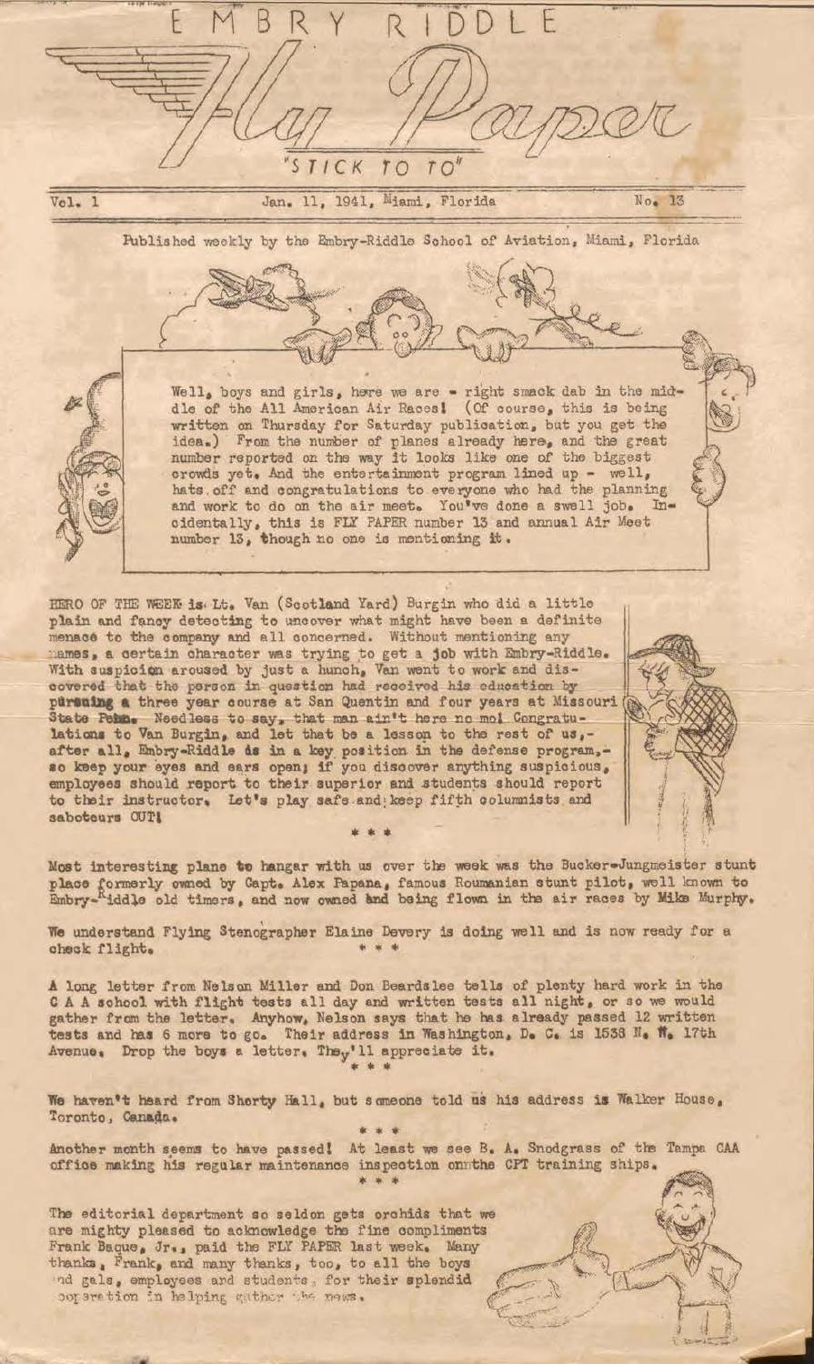# EMBRY RIDDLE Fly Paper

"STICK TO TO"

Vol. 1 — Jan. 11, 1941, Miami, Florida — No. 13

Published weekly by the Embry-Riddle School of Aviation, Miami, Florida

Well, boys and girls, here we are - right smack dab in the middle of the All American Air Races! (Of course, this is being written on Thursday for Saturday publication, but you get the idea.) From the number of planes already here, and the great number reported on the way it looks like one of the biggest crowds yet. And the entertainment program lined up - well, hats off and congratulations to everyone who had the planning and work to do on the air meet. You've done a swell job. Incidentally, this is FLY PAPER number 13 and annual Air Meet number 13, though no one is mentioning it.

HERO OF THE WEEK is Lt. Van (Scotland Yard) Burgin who did a little plain and fancy detecting to uncover what might have been a definite menace to the company and all concerned. Without mentioning any names, a certain character was trying to get a job with Embry-Riddle. With suspicion aroused by just a hunch, Van went to work and discovered that the person in question had received his education by pursuing a three year course at San Quentin and four years at Missouri State Pen. Needless to say, that man ain't here no mo! Congratulations to Van Burgin, and let that be a lesson to the rest of us,- after all, Embry-Riddle is in a key position in the defense program,- so keep your eyes and ears open; if you discover anything suspicious, employees should report to their superior and students should report to their instructor. Let's play safe and keep fifth columnists and saboteurs OUT!

\* \* \*

Most interesting plane to hangar with us over the week was the Bucker-Jungmeister stunt place formerly owned by Capt. Alex Papana, famous Roumanian stunt pilot, well known to Embry-Riddle old timers, and now owned and being flown in the air races by Mike Murphy.

We understand Flying Stenographer Elaine Devery is doing well and is now ready for a check flight.

\* \* \*

A long letter from Nelson Miller and Don Beardslee tells of plenty hard work in the C A A school with flight tests all day and written tests all night, or so we would gather from the letter. Anyhow, Nelson says that he has already passed 12 written tests and has 6 more to go. Their address in Washington, D. C. is 1538 N. W. 17th Avenue. Drop the boys a letter. They'll appreciate it.

\* \* \*

We haven't heard from Shorty Hall, but someone told us his address is Walker House, Toronto, Canada.

\* \* \*

Another month seems to have passed! At least we see B. A. Snodgrass of the Tampa CAA office making his regular maintenance inspection on the CPT training ships.

\* \* \*

The editorial department so seldon gets orchids that we are mighty pleased to acknowledge the fine compliments Frank Baque, Jr., paid the FLY PAPER last week. Many thanks, Frank, and many thanks, too, to all the boys and gals, employees and students, for their splendid cooperation in helping gather the news.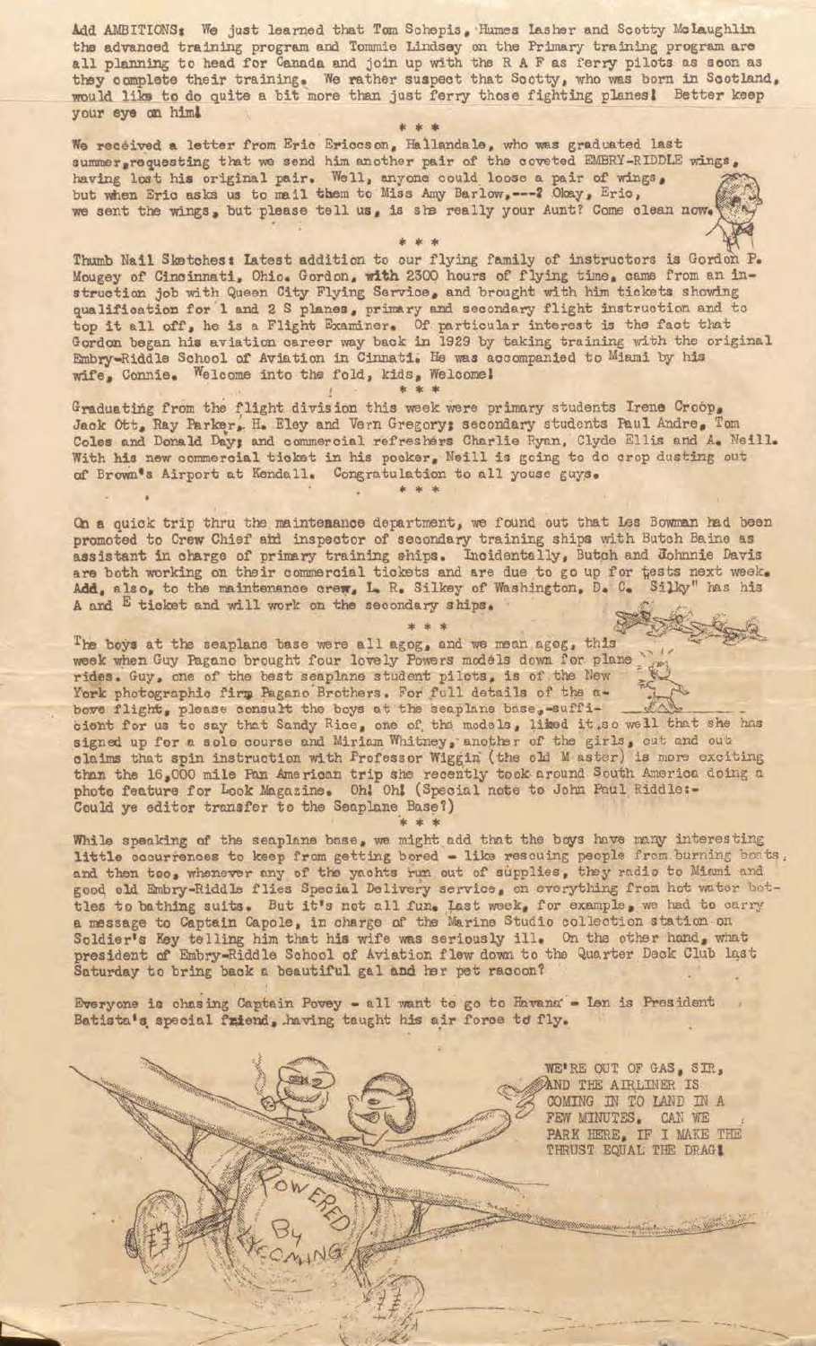Add AMBITIONS: We just learned that Tom Schepis, Humes Lasher and Scotty McLaughlin the advanced training program and Tommie Lindsey on the Primary training program are all planning to head for Canada and join up with the R A F as ferry pilots as soon as they complete their training. We rather suspect that Scotty, who was born in Scotland, would like to do quite a bit more than just ferry those fighting planes! Better keep your eye on him!

\* \* \*

We received a letter from Eric Ericcson, Hallandale, who was graduated last summer, requesting that we send him another pair of the coveted EMBRY-RIDDLE wings, having lost his original pair. Well, anyone could loose a pair of wings, but when Eric asks us to mail them to Miss Amy Barlow,---? Okay, Eric, we sent the wings, but please tell us, is she really your Aunt? Come clean now.

\* \* \*

Thumb Nail Sketches: Latest addition to our flying family of instructors is Gordon P. Mougey of Cincinnati, Ohio. Gordon, with 2300 hours of flying time, came from an instruction job with Queen City Flying Service, and brought with him tickets showing qualification for 1 and 2 S planes, primary and secondary flight instruction and to top it all off, he is a Flight Examiner. Of particular interest is the fact that Gordon began his aviation career way back in 1929 by taking training with the original Embry-Riddle School of Aviation in Cinnati. He was accompanied to Miami by his wife, Connie. Welcome into the fold, kids, Welcome!

\* \* \*

Graduating from the flight division this week were primary students Irene Croop, Jack Ott, Ray Parker, H. Eley and Vern Gregory; secondary students Paul Andre, Tom Coles and Donald Day; and commercial refreshers Charlie Ryan, Clyde Ellis and A. Neill. With his new commercial ticket in his pocker, Neill is going to do crop dusting out of Brown's Airport at Kendall. Congratulation to all youse guys.

\* \* \*

On a quick trip thru the maintenance department, we found out that Les Bowman had been promoted to Crew Chief and inspector of secondary training ships with Butch Baine as assistant in charge of primary training ships. Incidentally, Butch and Johnnie Davis are both working on their commercial tickets and are due to go up for tests next week. Add, also, to the maintenance crew, L. R. Silkey of Washington, D. C. Silky" has his A and E ticket and will work on the secondary ships.

\* \* \*

The boys at the seaplane base were all agog, and we mean agog, this week when Guy Pagano brought four lovely Powers models down for plane rides. Guy, one of the best seaplane student pilots, is of the New York photographic firm Pagano Brothers. For full details of the above flight, please consult the boys at the seaplane base,-sufficient for us to say that Sandy Rice, one of the models, liked it so well that she has signed up for a solo course and Miriam Whitney, another of the girls, out and out claims that spin instruction with Professor Wiggin (the old Master) is more exciting than the 16,000 mile Pan American trip she recently took around South America doing a photo feature for Look Magazine. Oh! Oh! (Special note to John Paul Riddle:- Could ye editor transfer to the Seaplane Base?)

\* \* \*

While speaking of the seaplane base, we might add that the boys have many interesting little occurrences to keep from getting bored - like rescuing people from burning boats, and then too, whenever any of the yachts run out of supplies, they radio to Miami and good old Embry-Riddle flies Special Delivery service, on everything from hot water bottles to bathing suits. But it's not all fun. Last week, for example, we had to carry a message to Captain Capole, in charge of the Marine Studio collection station on Soldier's Key telling him that his wife was seriously ill. On the other hand, what president of Embry-Riddle School of Aviation flew down to the Quarter Deck Club last Saturday to bring back a beautiful gal and her pet racoon?

Everyone is chasing Captain Povey - all want to go to Havana - Len is President Batista's special friend, having taught his air force to fly.

WE'RE OUT OF GAS, SIR, AND THE AIRLINER IS COMING IN TO LAND IN A FEW MINUTES. CAN WE PARK HERE, IF I MAKE THE THRUST EQUAL THE DRAG!

POWERED BY RECOMING